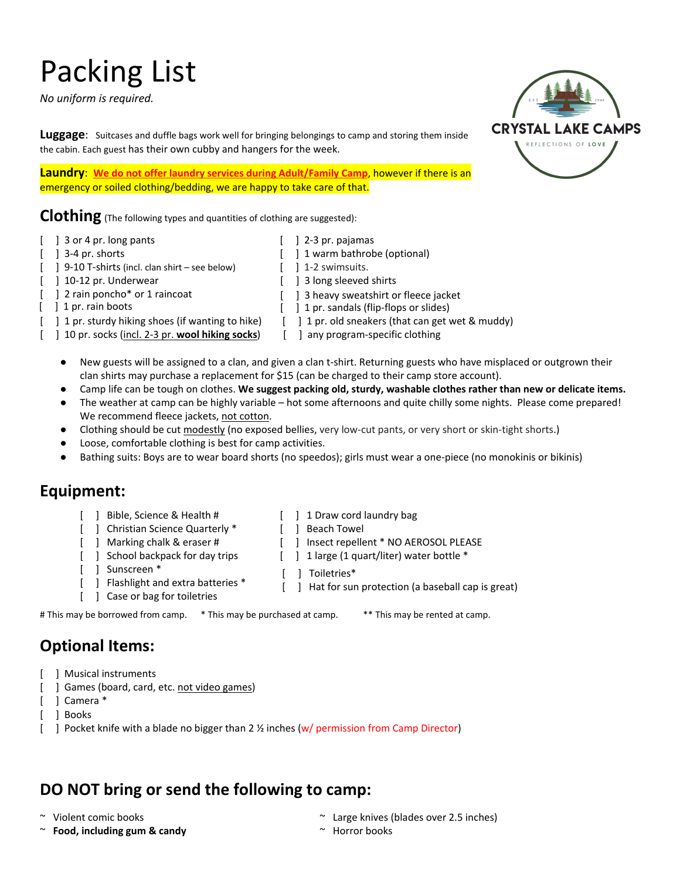# Packing List

*No uniform is required.*

**Luggage**: Suitcases and duffle bags work well for bringing belongings to camp and storing them inside the cabin. Each guest has their own cubby and hangers for the week.

**Laundry**: We do not offer laundry services during Adult/Family Camp, however if there is an emergency or soiled clothing/bedding, we are happy to take care of that.

## Clothing (The following types and quantities of clothing are suggested):

- [ ] 3 or 4 pr. long pants
- [ ] 3-4 pr. shorts
- [ ] 9-10 T-shirts (incl. clan shirt – see below)
- [ ] 10-12 pr. Underwear
- [ ] 2 rain poncho* or 1 raincoat
- [ ] 1 pr. rain boots
- [ ] 1 pr. sturdy hiking shoes (if wanting to hike)
- [ ] 10 pr. socks (incl. 2-3 pr. **wool hiking socks**)
- [ ] 2-3 pr. pajamas
- [ ] 1 warm bathrobe (optional)
- [ ] 1-2 swimsuits.
- [ ] 3 long sleeved shirts
- [ ] 3 heavy sweatshirt or fleece jacket
- [ ] 1 pr. sandals (flip-flops or slides)
- [ ] 1 pr. old sneakers (that can get wet & muddy)
- [ ] any program-specific clothing

- New guests will be assigned to a clan, and given a clan t-shirt. Returning guests who have misplaced or outgrown their clan shirts may purchase a replacement for $15 (can be charged to their camp store account).
- Camp life can be tough on clothes. **We suggest packing old, sturdy, washable clothes rather than new or delicate items.**
- The weather at camp can be highly variable – hot some afternoons and quite chilly some nights. Please come prepared! We recommend fleece jackets, not cotton.
- Clothing should be cut modestly (no exposed bellies, very low-cut pants, or very short or skin-tight shorts.)
- Loose, comfortable clothing is best for camp activities.
- Bathing suits: Boys are to wear board shorts (no speedos); girls must wear a one-piece (no monokinis or bikinis)

## Equipment:

- [ ] Bible, Science & Health #
- [ ] Christian Science Quarterly *
- [ ] Marking chalk & eraser #
- [ ] School backpack for day trips
- [ ] Sunscreen *
- [ ] Flashlight and extra batteries *
- [ ] Case or bag for toiletries
- [ ] 1 Draw cord laundry bag
- [ ] Beach Towel
- [ ] Insect repellent * NO AEROSOL PLEASE
- [ ] 1 large (1 quart/liter) water bottle *
- [ ] Toiletries*
- [ ] Hat for sun protection (a baseball cap is great)

# This may be borrowed from camp. * This may be purchased at camp. ** This may be rented at camp.

## Optional Items:

- [ ] Musical instruments
- [ ] Games (board, card, etc. not video games)
- [ ] Camera *
- [ ] Books
- [ ] Pocket knife with a blade no bigger than 2 ½ inches (w/ permission from Camp Director)

## DO NOT bring or send the following to camp:

~ Violent comic books
~ **Food, including gum & candy**
~ Large knives (blades over 2.5 inches)
~ Horror books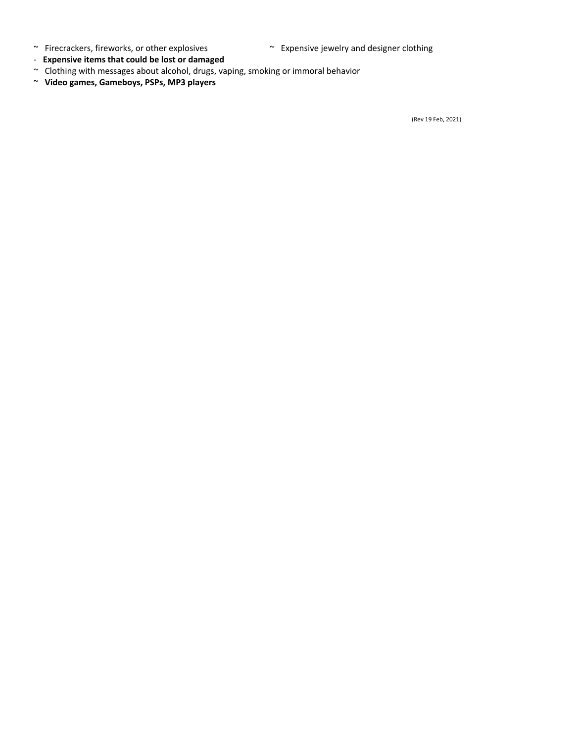- ~ Firecrackers, fireworks, or other explosives
- ~ Expensive jewelry and designer clothing
- **Expensive items that could be lost or damaged**
- ~ Clothing with messages about alcohol, drugs, vaping, smoking or immoral behavior
- ~ **Video games, Gameboys, PSPs, MP3 players**

(Rev 19 Feb, 2021)